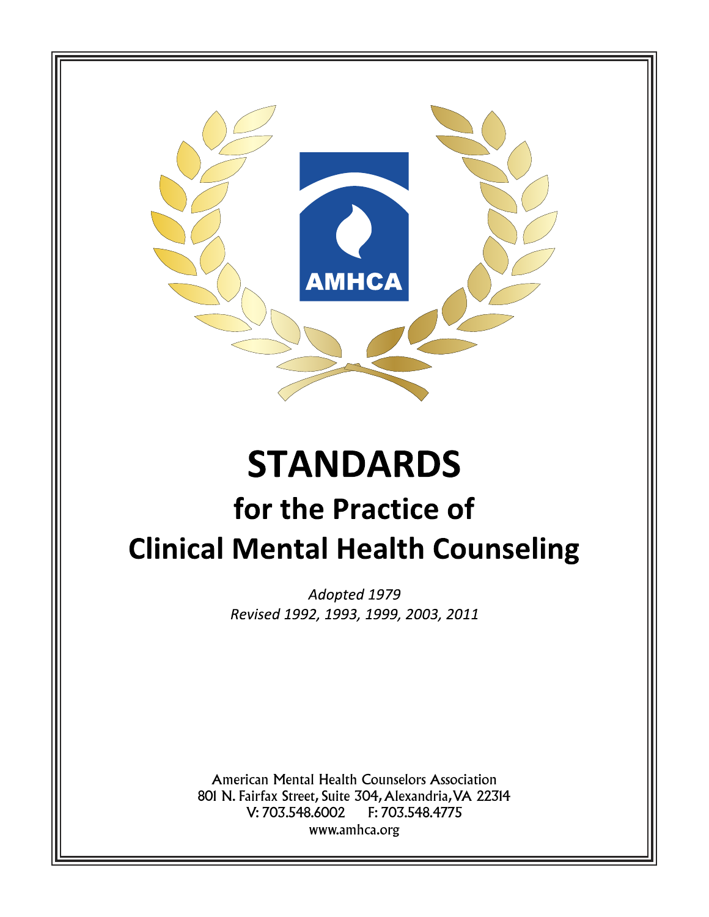AMHCA

# STANDARDS

## for the Practice of Clinical Mental Health Counseling

*Adopted 1979*
*Revised 1992, 1993, 1999, 2003, 2011*

American Mental Health Counselors Association
801 N. Fairfax Street, Suite 304, Alexandria, VA 22314
V: 703.548.6002 F: 703.548.4775
www.amhca.org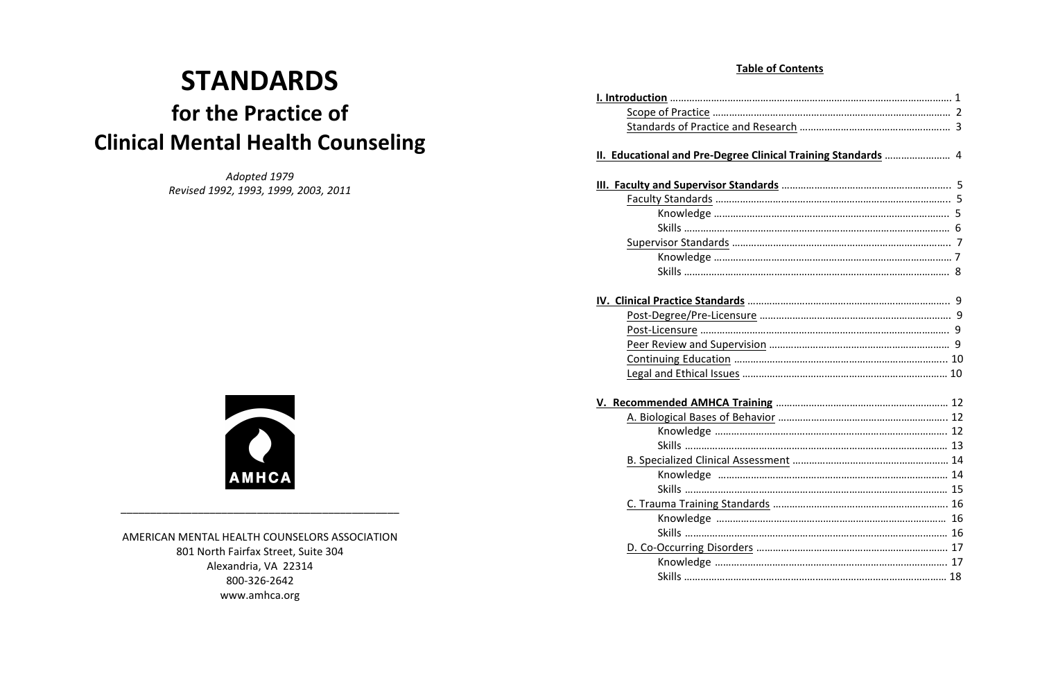# STANDARDS

## for the Practice of

## Clinical Mental Health Counseling

*Adopted 1979*
*Revised 1992, 1993, 1999, 2003, 2011*

AMHCA

AMERICAN MENTAL HEALTH COUNSELORS ASSOCIATION
801 North Fairfax Street, Suite 304
Alexandria, VA 22314
800-326-2642
www.amhca.org

**Table of Contents**

**I. Introduction** ............ 1
- Scope of Practice ............ 2
- Standards of Practice and Research ............ 3

**II. Educational and Pre-Degree Clinical Training Standards** ............ 4

**III. Faculty and Supervisor Standards** ............ 5
- Faculty Standards ............ 5
  - Knowledge ............ 5
  - Skills ............ 6
- Supervisor Standards ............ 7
  - Knowledge ............ 7
  - Skills ............ 8

**IV. Clinical Practice Standards** ............ 9
- Post-Degree/Pre-Licensure ............ 9
- Post-Licensure ............ 9
- Peer Review and Supervision ............ 9
- Continuing Education ............ 10
- Legal and Ethical Issues ............ 10

**V. Recommended AMHCA Training** ............ 12
- A. Biological Bases of Behavior ............ 12
  - Knowledge ............ 12
  - Skills ............ 13
- B. Specialized Clinical Assessment ............ 14
  - Knowledge ............ 14
  - Skills ............ 15
- C. Trauma Training Standards ............ 16
  - Knowledge ............ 16
  - Skills ............ 16
- D. Co-Occurring Disorders ............ 17
  - Knowledge ............ 17
  - Skills ............ 18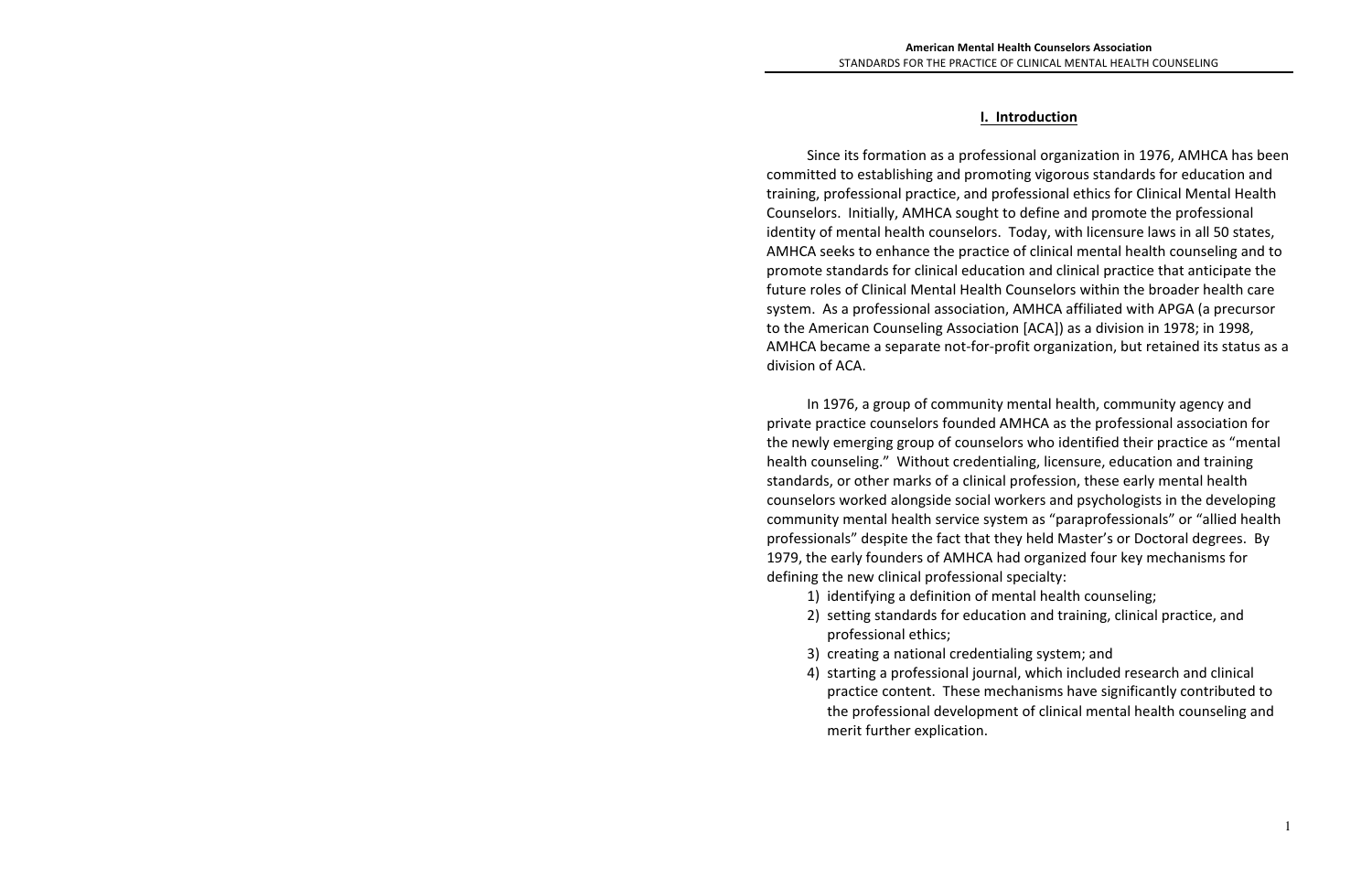## I. Introduction

Since its formation as a professional organization in 1976, AMHCA has been committed to establishing and promoting vigorous standards for education and training, professional practice, and professional ethics for Clinical Mental Health Counselors. Initially, AMHCA sought to define and promote the professional identity of mental health counselors. Today, with licensure laws in all 50 states, AMHCA seeks to enhance the practice of clinical mental health counseling and to promote standards for clinical education and clinical practice that anticipate the future roles of Clinical Mental Health Counselors within the broader health care system. As a professional association, AMHCA affiliated with APGA (a precursor to the American Counseling Association [ACA]) as a division in 1978; in 1998, AMHCA became a separate not-for-profit organization, but retained its status as a division of ACA.

In 1976, a group of community mental health, community agency and private practice counselors founded AMHCA as the professional association for the newly emerging group of counselors who identified their practice as "mental health counseling." Without credentialing, licensure, education and training standards, or other marks of a clinical profession, these early mental health counselors worked alongside social workers and psychologists in the developing community mental health service system as "paraprofessionals" or "allied health professionals" despite the fact that they held Master's or Doctoral degrees. By 1979, the early founders of AMHCA had organized four key mechanisms for defining the new clinical professional specialty:

1) identifying a definition of mental health counseling;
2) setting standards for education and training, clinical practice, and professional ethics;
3) creating a national credentialing system; and
4) starting a professional journal, which included research and clinical practice content. These mechanisms have significantly contributed to the professional development of clinical mental health counseling and merit further explication.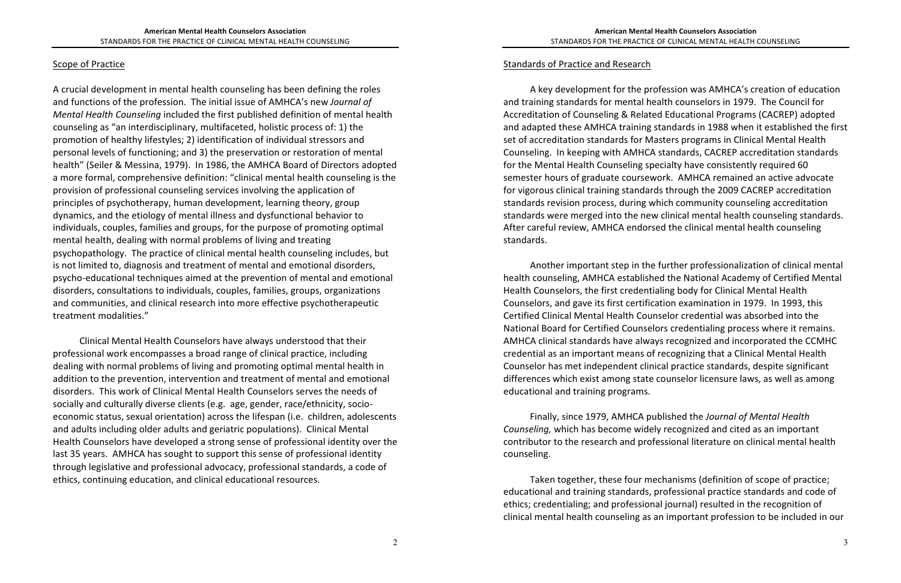## Scope of Practice

A crucial development in mental health counseling has been defining the roles and functions of the profession. The initial issue of AMHCA's new *Journal of Mental Health Counseling* included the first published definition of mental health counseling as "an interdisciplinary, multifaceted, holistic process of: 1) the promotion of healthy lifestyles; 2) identification of individual stressors and personal levels of functioning; and 3) the preservation or restoration of mental health" (Seiler & Messina, 1979). In 1986, the AMHCA Board of Directors adopted a more formal, comprehensive definition: "clinical mental health counseling is the provision of professional counseling services involving the application of principles of psychotherapy, human development, learning theory, group dynamics, and the etiology of mental illness and dysfunctional behavior to individuals, couples, families and groups, for the purpose of promoting optimal mental health, dealing with normal problems of living and treating psychopathology. The practice of clinical mental health counseling includes, but is not limited to, diagnosis and treatment of mental and emotional disorders, psycho-educational techniques aimed at the prevention of mental and emotional disorders, consultations to individuals, couples, families, groups, organizations and communities, and clinical research into more effective psychotherapeutic treatment modalities."

Clinical Mental Health Counselors have always understood that their professional work encompasses a broad range of clinical practice, including dealing with normal problems of living and promoting optimal mental health in addition to the prevention, intervention and treatment of mental and emotional disorders. This work of Clinical Mental Health Counselors serves the needs of socially and culturally diverse clients (e.g. age, gender, race/ethnicity, socio-economic status, sexual orientation) across the lifespan (i.e. children, adolescents and adults including older adults and geriatric populations). Clinical Mental Health Counselors have developed a strong sense of professional identity over the last 35 years. AMHCA has sought to support this sense of professional identity through legislative and professional advocacy, professional standards, a code of ethics, continuing education, and clinical educational resources.

## Standards of Practice and Research

A key development for the profession was AMHCA's creation of education and training standards for mental health counselors in 1979. The Council for Accreditation of Counseling & Related Educational Programs (CACREP) adopted and adapted these AMHCA training standards in 1988 when it established the first set of accreditation standards for Masters programs in Clinical Mental Health Counseling. In keeping with AMHCA standards, CACREP accreditation standards for the Mental Health Counseling specialty have consistently required 60 semester hours of graduate coursework. AMHCA remained an active advocate for vigorous clinical training standards through the 2009 CACREP accreditation standards revision process, during which community counseling accreditation standards were merged into the new clinical mental health counseling standards. After careful review, AMHCA endorsed the clinical mental health counseling standards.

Another important step in the further professionalization of clinical mental health counseling, AMHCA established the National Academy of Certified Mental Health Counselors, the first credentialing body for Clinical Mental Health Counselors, and gave its first certification examination in 1979. In 1993, this Certified Clinical Mental Health Counselor credential was absorbed into the National Board for Certified Counselors credentialing process where it remains. AMHCA clinical standards have always recognized and incorporated the CCMHC credential as an important means of recognizing that a Clinical Mental Health Counselor has met independent clinical practice standards, despite significant differences which exist among state counselor licensure laws, as well as among educational and training programs.

Finally, since 1979, AMHCA published the *Journal of Mental Health Counseling,* which has become widely recognized and cited as an important contributor to the research and professional literature on clinical mental health counseling.

Taken together, these four mechanisms (definition of scope of practice; educational and training standards, professional practice standards and code of ethics; credentialing; and professional journal) resulted in the recognition of clinical mental health counseling as an important profession to be included in our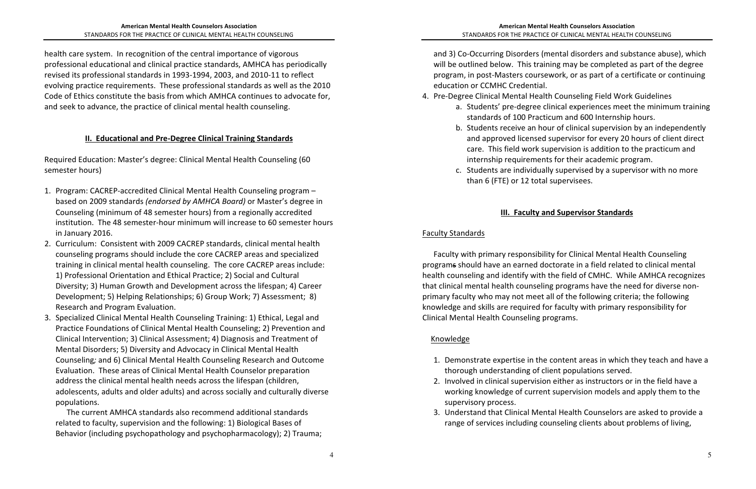health care system. In recognition of the central importance of vigorous professional educational and clinical practice standards, AMHCA has periodically revised its professional standards in 1993-1994, 2003, and 2010-11 to reflect evolving practice requirements. These professional standards as well as the 2010 Code of Ethics constitute the basis from which AMHCA continues to advocate for, and seek to advance, the practice of clinical mental health counseling.

## **II. Educational and Pre-Degree Clinical Training Standards**

Required Education: Master's degree: Clinical Mental Health Counseling (60 semester hours)

1. Program: CACREP-accredited Clinical Mental Health Counseling program – based on 2009 standards *(endorsed by AMHCA Board)* or Master's degree in Counseling (minimum of 48 semester hours) from a regionally accredited institution. The 48 semester-hour minimum will increase to 60 semester hours in January 2016.
2. Curriculum: Consistent with 2009 CACREP standards, clinical mental health counseling programs should include the core CACREP areas and specialized training in clinical mental health counseling. The core CACREP areas include: 1) Professional Orientation and Ethical Practice; 2) Social and Cultural Diversity; 3) Human Growth and Development across the lifespan; 4) Career Development; 5) Helping Relationships; 6) Group Work; 7) Assessment; 8) Research and Program Evaluation.
3. Specialized Clinical Mental Health Counseling Training: 1) Ethical, Legal and Practice Foundations of Clinical Mental Health Counseling; 2) Prevention and Clinical Intervention; 3) Clinical Assessment; 4) Diagnosis and Treatment of Mental Disorders; 5) Diversity and Advocacy in Clinical Mental Health Counseling; and 6) Clinical Mental Health Counseling Research and Outcome Evaluation. These areas of Clinical Mental Health Counselor preparation address the clinical mental health needs across the lifespan (children, adolescents, adults and older adults) and across socially and culturally diverse populations.

   The current AMHCA standards also recommend additional standards related to faculty, supervision and the following: 1) Biological Bases of Behavior (including psychopathology and psychopharmacology); 2) Trauma; and 3) Co-Occurring Disorders (mental disorders and substance abuse), which will be outlined below. This training may be completed as part of the degree program, in post-Masters coursework, or as part of a certificate or continuing education or CCMHC Credential.
4. Pre-Degree Clinical Mental Health Counseling Field Work Guidelines
   a. Students' pre-degree clinical experiences meet the minimum training standards of 100 Practicum and 600 Internship hours.
   b. Students receive an hour of clinical supervision by an independently and approved licensed supervisor for every 20 hours of client direct care. This field work supervision is addition to the practicum and internship requirements for their academic program.
   c. Students are individually supervised by a supervisor with no more than 6 (FTE) or 12 total supervisees.

## **III. Faculty and Supervisor Standards**

### Faculty Standards

Faculty with primary responsibility for Clinical Mental Health Counseling programs should have an earned doctorate in a field related to clinical mental health counseling and identify with the field of CMHC. While AMHCA recognizes that clinical mental health counseling programs have the need for diverse non-primary faculty who may not meet all of the following criteria; the following knowledge and skills are required for faculty with primary responsibility for Clinical Mental Health Counseling programs.

#### Knowledge

1. Demonstrate expertise in the content areas in which they teach and have a thorough understanding of client populations served.
2. Involved in clinical supervision either as instructors or in the field have a working knowledge of current supervision models and apply them to the supervisory process.
3. Understand that Clinical Mental Health Counselors are asked to provide a range of services including counseling clients about problems of living,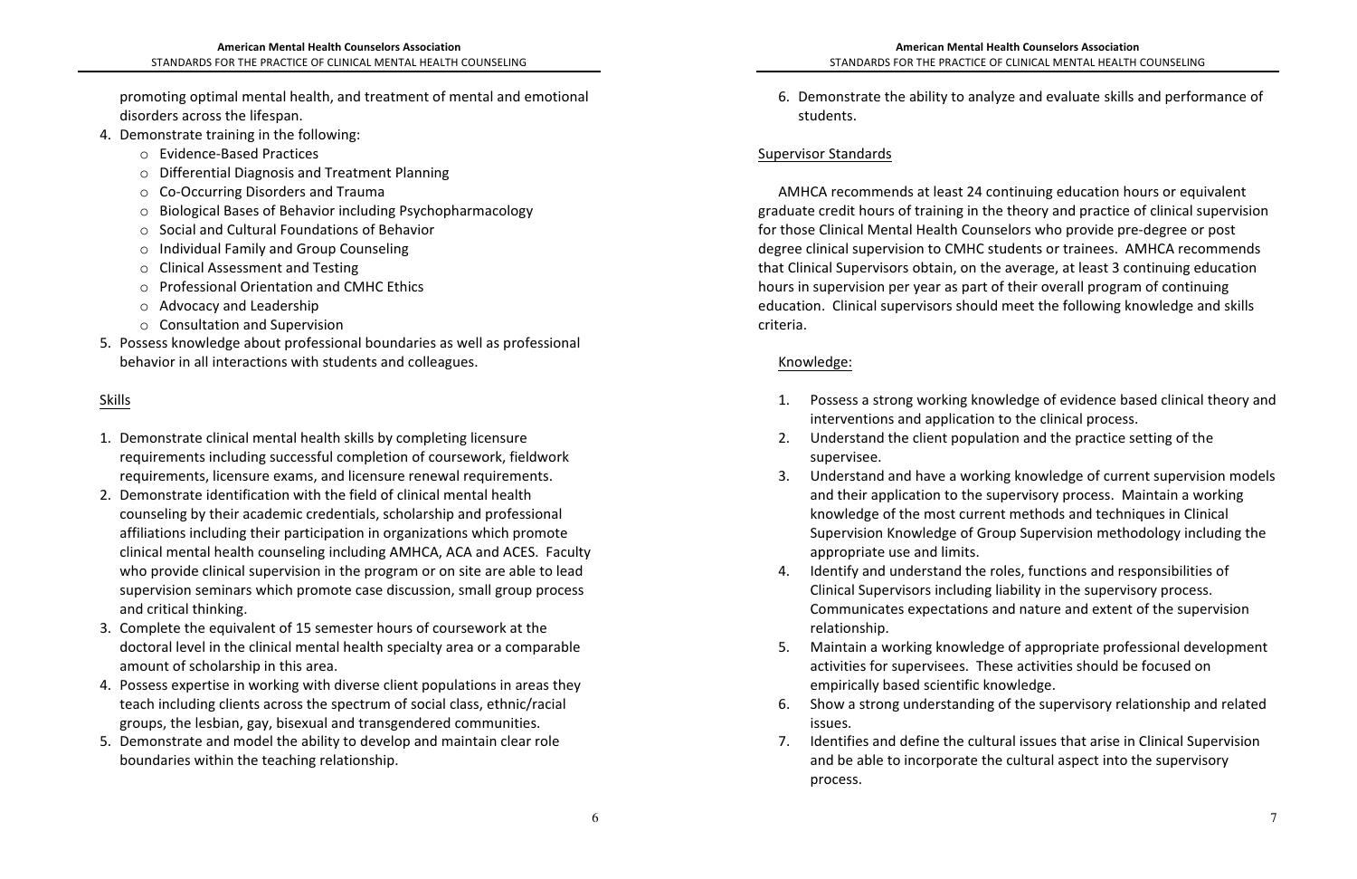promoting optimal mental health, and treatment of mental and emotional disorders across the lifespan.

4. Demonstrate training in the following:
   - Evidence-Based Practices
   - Differential Diagnosis and Treatment Planning
   - Co-Occurring Disorders and Trauma
   - Biological Bases of Behavior including Psychopharmacology
   - Social and Cultural Foundations of Behavior
   - Individual Family and Group Counseling
   - Clinical Assessment and Testing
   - Professional Orientation and CMHC Ethics
   - Advocacy and Leadership
   - Consultation and Supervision
5. Possess knowledge about professional boundaries as well as professional behavior in all interactions with students and colleagues.

Skills

1. Demonstrate clinical mental health skills by completing licensure requirements including successful completion of coursework, fieldwork requirements, licensure exams, and licensure renewal requirements.
2. Demonstrate identification with the field of clinical mental health counseling by their academic credentials, scholarship and professional affiliations including their participation in organizations which promote clinical mental health counseling including AMHCA, ACA and ACES. Faculty who provide clinical supervision in the program or on site are able to lead supervision seminars which promote case discussion, small group process and critical thinking.
3. Complete the equivalent of 15 semester hours of coursework at the doctoral level in the clinical mental health specialty area or a comparable amount of scholarship in this area.
4. Possess expertise in working with diverse client populations in areas they teach including clients across the spectrum of social class, ethnic/racial groups, the lesbian, gay, bisexual and transgendered communities.
5. Demonstrate and model the ability to develop and maintain clear role boundaries within the teaching relationship.
6. Demonstrate the ability to analyze and evaluate skills and performance of students.

Supervisor Standards

AMHCA recommends at least 24 continuing education hours or equivalent graduate credit hours of training in the theory and practice of clinical supervision for those Clinical Mental Health Counselors who provide pre-degree or post degree clinical supervision to CMHC students or trainees. AMHCA recommends that Clinical Supervisors obtain, on the average, at least 3 continuing education hours in supervision per year as part of their overall program of continuing education. Clinical supervisors should meet the following knowledge and skills criteria.

Knowledge:

1. Possess a strong working knowledge of evidence based clinical theory and interventions and application to the clinical process.
2. Understand the client population and the practice setting of the supervisee.
3. Understand and have a working knowledge of current supervision models and their application to the supervisory process. Maintain a working knowledge of the most current methods and techniques in Clinical Supervision Knowledge of Group Supervision methodology including the appropriate use and limits.
4. Identify and understand the roles, functions and responsibilities of Clinical Supervisors including liability in the supervisory process. Communicates expectations and nature and extent of the supervision relationship.
5. Maintain a working knowledge of appropriate professional development activities for supervisees. These activities should be focused on empirically based scientific knowledge.
6. Show a strong understanding of the supervisory relationship and related issues.
7. Identifies and define the cultural issues that arise in Clinical Supervision and be able to incorporate the cultural aspect into the supervisory process.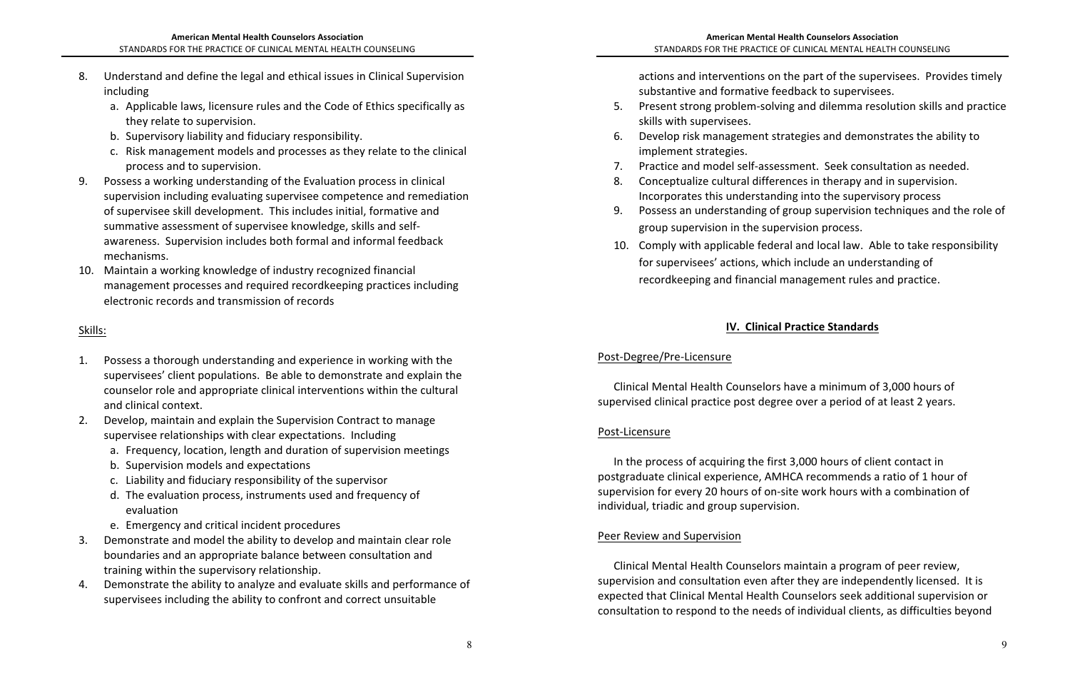8. Understand and define the legal and ethical issues in Clinical Supervision including
   a. Applicable laws, licensure rules and the Code of Ethics specifically as they relate to supervision.
   b. Supervisory liability and fiduciary responsibility.
   c. Risk management models and processes as they relate to the clinical process and to supervision.
9. Possess a working understanding of the Evaluation process in clinical supervision including evaluating supervisee competence and remediation of supervisee skill development. This includes initial, formative and summative assessment of supervisee knowledge, skills and self-awareness. Supervision includes both formal and informal feedback mechanisms.
10. Maintain a working knowledge of industry recognized financial management processes and required recordkeeping practices including electronic records and transmission of records

Skills:

1. Possess a thorough understanding and experience in working with the supervisees' client populations. Be able to demonstrate and explain the counselor role and appropriate clinical interventions within the cultural and clinical context.
2. Develop, maintain and explain the Supervision Contract to manage supervisee relationships with clear expectations. Including
   a. Frequency, location, length and duration of supervision meetings
   b. Supervision models and expectations
   c. Liability and fiduciary responsibility of the supervisor
   d. The evaluation process, instruments used and frequency of evaluation
   e. Emergency and critical incident procedures
3. Demonstrate and model the ability to develop and maintain clear role boundaries and an appropriate balance between consultation and training within the supervisory relationship.
4. Demonstrate the ability to analyze and evaluate skills and performance of supervisees including the ability to confront and correct unsuitable actions and interventions on the part of the supervisees. Provides timely substantive and formative feedback to supervisees.
5. Present strong problem-solving and dilemma resolution skills and practice skills with supervisees.
6. Develop risk management strategies and demonstrates the ability to implement strategies.
7. Practice and model self-assessment. Seek consultation as needed.
8. Conceptualize cultural differences in therapy and in supervision. Incorporates this understanding into the supervisory process
9. Possess an understanding of group supervision techniques and the role of group supervision in the supervision process.
10. Comply with applicable federal and local law. Able to take responsibility for supervisees' actions, which include an understanding of recordkeeping and financial management rules and practice.

## IV. Clinical Practice Standards

Post-Degree/Pre-Licensure

Clinical Mental Health Counselors have a minimum of 3,000 hours of supervised clinical practice post degree over a period of at least 2 years.

Post-Licensure

In the process of acquiring the first 3,000 hours of client contact in postgraduate clinical experience, AMHCA recommends a ratio of 1 hour of supervision for every 20 hours of on-site work hours with a combination of individual, triadic and group supervision.

Peer Review and Supervision

Clinical Mental Health Counselors maintain a program of peer review, supervision and consultation even after they are independently licensed. It is expected that Clinical Mental Health Counselors seek additional supervision or consultation to respond to the needs of individual clients, as difficulties beyond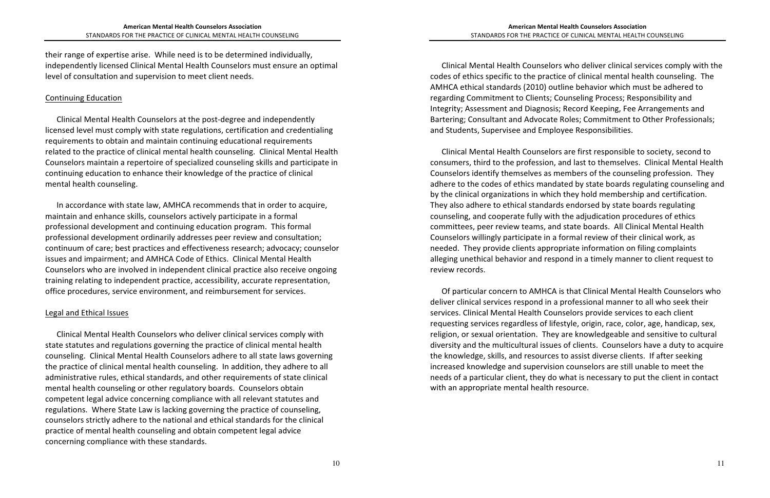their range of expertise arise. While need is to be determined individually, independently licensed Clinical Mental Health Counselors must ensure an optimal level of consultation and supervision to meet client needs.

## Continuing Education

Clinical Mental Health Counselors at the post-degree and independently licensed level must comply with state regulations, certification and credentialing requirements to obtain and maintain continuing educational requirements related to the practice of clinical mental health counseling. Clinical Mental Health Counselors maintain a repertoire of specialized counseling skills and participate in continuing education to enhance their knowledge of the practice of clinical mental health counseling.

In accordance with state law, AMHCA recommends that in order to acquire, maintain and enhance skills, counselors actively participate in a formal professional development and continuing education program. This formal professional development ordinarily addresses peer review and consultation; continuum of care; best practices and effectiveness research; advocacy; counselor issues and impairment; and AMHCA Code of Ethics. Clinical Mental Health Counselors who are involved in independent clinical practice also receive ongoing training relating to independent practice, accessibility, accurate representation, office procedures, service environment, and reimbursement for services.

## Legal and Ethical Issues

Clinical Mental Health Counselors who deliver clinical services comply with state statutes and regulations governing the practice of clinical mental health counseling. Clinical Mental Health Counselors adhere to all state laws governing the practice of clinical mental health counseling. In addition, they adhere to all administrative rules, ethical standards, and other requirements of state clinical mental health counseling or other regulatory boards. Counselors obtain competent legal advice concerning compliance with all relevant statutes and regulations. Where State Law is lacking governing the practice of counseling, counselors strictly adhere to the national and ethical standards for the clinical practice of mental health counseling and obtain competent legal advice concerning compliance with these standards.

Clinical Mental Health Counselors who deliver clinical services comply with the codes of ethics specific to the practice of clinical mental health counseling. The AMHCA ethical standards (2010) outline behavior which must be adhered to regarding Commitment to Clients; Counseling Process; Responsibility and Integrity; Assessment and Diagnosis; Record Keeping, Fee Arrangements and Bartering; Consultant and Advocate Roles; Commitment to Other Professionals; and Students, Supervisee and Employee Responsibilities.

Clinical Mental Health Counselors are first responsible to society, second to consumers, third to the profession, and last to themselves. Clinical Mental Health Counselors identify themselves as members of the counseling profession. They adhere to the codes of ethics mandated by state boards regulating counseling and by the clinical organizations in which they hold membership and certification. They also adhere to ethical standards endorsed by state boards regulating counseling, and cooperate fully with the adjudication procedures of ethics committees, peer review teams, and state boards. All Clinical Mental Health Counselors willingly participate in a formal review of their clinical work, as needed. They provide clients appropriate information on filing complaints alleging unethical behavior and respond in a timely manner to client request to review records.

Of particular concern to AMHCA is that Clinical Mental Health Counselors who deliver clinical services respond in a professional manner to all who seek their services. Clinical Mental Health Counselors provide services to each client requesting services regardless of lifestyle, origin, race, color, age, handicap, sex, religion, or sexual orientation. They are knowledgeable and sensitive to cultural diversity and the multicultural issues of clients. Counselors have a duty to acquire the knowledge, skills, and resources to assist diverse clients. If after seeking increased knowledge and supervision counselors are still unable to meet the needs of a particular client, they do what is necessary to put the client in contact with an appropriate mental health resource.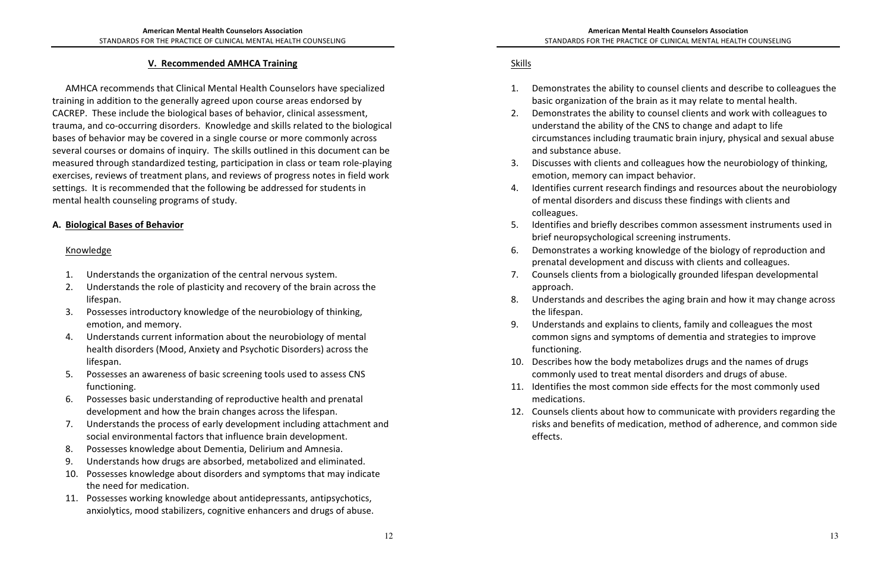## V. Recommended AMHCA Training

AMHCA recommends that Clinical Mental Health Counselors have specialized training in addition to the generally agreed upon course areas endorsed by CACREP. These include the biological bases of behavior, clinical assessment, trauma, and co-occurring disorders. Knowledge and skills related to the biological bases of behavior may be covered in a single course or more commonly across several courses or domains of inquiry. The skills outlined in this document can be measured through standardized testing, participation in class or team role-playing exercises, reviews of treatment plans, and reviews of progress notes in field work settings. It is recommended that the following be addressed for students in mental health counseling programs of study.

### A. Biological Bases of Behavior

#### Knowledge

1. Understands the organization of the central nervous system.
2. Understands the role of plasticity and recovery of the brain across the lifespan.
3. Possesses introductory knowledge of the neurobiology of thinking, emotion, and memory.
4. Understands current information about the neurobiology of mental health disorders (Mood, Anxiety and Psychotic Disorders) across the lifespan.
5. Possesses an awareness of basic screening tools used to assess CNS functioning.
6. Possesses basic understanding of reproductive health and prenatal development and how the brain changes across the lifespan.
7. Understands the process of early development including attachment and social environmental factors that influence brain development.
8. Possesses knowledge about Dementia, Delirium and Amnesia.
9. Understands how drugs are absorbed, metabolized and eliminated.
10. Possesses knowledge about disorders and symptoms that may indicate the need for medication.
11. Possesses working knowledge about antidepressants, antipsychotics, anxiolytics, mood stabilizers, cognitive enhancers and drugs of abuse.

#### Skills

1. Demonstrates the ability to counsel clients and describe to colleagues the basic organization of the brain as it may relate to mental health.
2. Demonstrates the ability to counsel clients and work with colleagues to understand the ability of the CNS to change and adapt to life circumstances including traumatic brain injury, physical and sexual abuse and substance abuse.
3. Discusses with clients and colleagues how the neurobiology of thinking, emotion, memory can impact behavior.
4. Identifies current research findings and resources about the neurobiology of mental disorders and discuss these findings with clients and colleagues.
5. Identifies and briefly describes common assessment instruments used in brief neuropsychological screening instruments.
6. Demonstrates a working knowledge of the biology of reproduction and prenatal development and discuss with clients and colleagues.
7. Counsels clients from a biologically grounded lifespan developmental approach.
8. Understands and describes the aging brain and how it may change across the lifespan.
9. Understands and explains to clients, family and colleagues the most common signs and symptoms of dementia and strategies to improve functioning.
10. Describes how the body metabolizes drugs and the names of drugs commonly used to treat mental disorders and drugs of abuse.
11. Identifies the most common side effects for the most commonly used medications.
12. Counsels clients about how to communicate with providers regarding the risks and benefits of medication, method of adherence, and common side effects.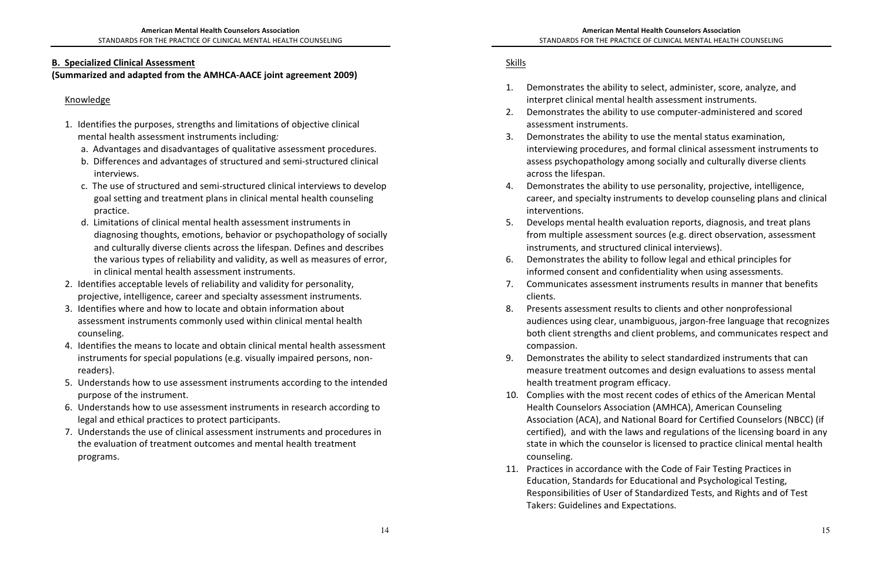## B. Specialized Clinical Assessment

**(Summarized and adapted from the AMHCA-AACE joint agreement 2009)**

### Knowledge

1. Identifies the purposes, strengths and limitations of objective clinical mental health assessment instruments including*:*
   a. Advantages and disadvantages of qualitative assessment procedures.
   b. Differences and advantages of structured and semi-structured clinical interviews.
   c. The use of structured and semi-structured clinical interviews to develop goal setting and treatment plans in clinical mental health counseling practice.
   d. Limitations of clinical mental health assessment instruments in diagnosing thoughts, emotions, behavior or psychopathology of socially and culturally diverse clients across the lifespan. Defines and describes the various types of reliability and validity, as well as measures of error, in clinical mental health assessment instruments.
2. Identifies acceptable levels of reliability and validity for personality, projective, intelligence, career and specialty assessment instruments.
3. Identifies where and how to locate and obtain information about assessment instruments commonly used within clinical mental health counseling.
4. Identifies the means to locate and obtain clinical mental health assessment instruments for special populations (e.g. visually impaired persons, non-readers).
5. Understands how to use assessment instruments according to the intended purpose of the instrument.
6. Understands how to use assessment instruments in research according to legal and ethical practices to protect participants.
7. Understands the use of clinical assessment instruments and procedures in the evaluation of treatment outcomes and mental health treatment programs.

### Skills

1. Demonstrates the ability to select, administer, score, analyze, and interpret clinical mental health assessment instruments.
2. Demonstrates the ability to use computer-administered and scored assessment instruments.
3. Demonstrates the ability to use the mental status examination, interviewing procedures, and formal clinical assessment instruments to assess psychopathology among socially and culturally diverse clients across the lifespan.
4. Demonstrates the ability to use personality, projective, intelligence, career, and specialty instruments to develop counseling plans and clinical interventions.
5. Develops mental health evaluation reports, diagnosis, and treat plans from multiple assessment sources (e.g. direct observation, assessment instruments, and structured clinical interviews).
6. Demonstrates the ability to follow legal and ethical principles for informed consent and confidentiality when using assessments.
7. Communicates assessment instruments results in manner that benefits clients.
8. Presents assessment results to clients and other nonprofessional audiences using clear, unambiguous, jargon-free language that recognizes both client strengths and client problems, and communicates respect and compassion.
9. Demonstrates the ability to select standardized instruments that can measure treatment outcomes and design evaluations to assess mental health treatment program efficacy.
10. Complies with the most recent codes of ethics of the American Mental Health Counselors Association (AMHCA), American Counseling Association (ACA), and National Board for Certified Counselors (NBCC) (if certified), and with the laws and regulations of the licensing board in any state in which the counselor is licensed to practice clinical mental health counseling.
11. Practices in accordance with the Code of Fair Testing Practices in Education, Standards for Educational and Psychological Testing, Responsibilities of User of Standardized Tests, and Rights and of Test Takers: Guidelines and Expectations.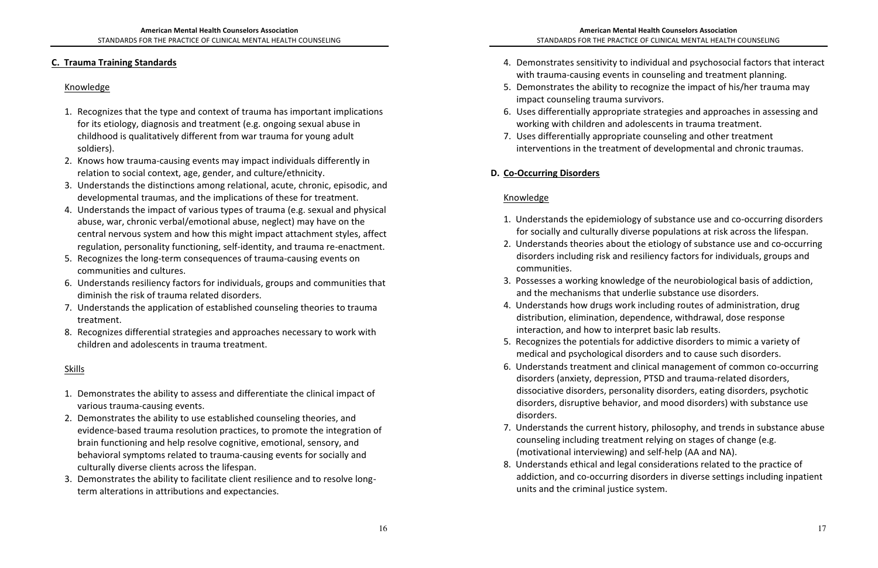## C. Trauma Training Standards

### Knowledge

1. Recognizes that the type and context of trauma has important implications for its etiology, diagnosis and treatment (e.g. ongoing sexual abuse in childhood is qualitatively different from war trauma for young adult soldiers).
2. Knows how trauma-causing events may impact individuals differently in relation to social context, age, gender, and culture/ethnicity.
3. Understands the distinctions among relational, acute, chronic, episodic, and developmental traumas, and the implications of these for treatment.
4. Understands the impact of various types of trauma (e.g. sexual and physical abuse, war, chronic verbal/emotional abuse, neglect) may have on the central nervous system and how this might impact attachment styles, affect regulation, personality functioning, self-identity, and trauma re-enactment.
5. Recognizes the long-term consequences of trauma-causing events on communities and cultures.
6. Understands resiliency factors for individuals, groups and communities that diminish the risk of trauma related disorders.
7. Understands the application of established counseling theories to trauma treatment.
8. Recognizes differential strategies and approaches necessary to work with children and adolescents in trauma treatment.

### Skills

1. Demonstrates the ability to assess and differentiate the clinical impact of various trauma-causing events.
2. Demonstrates the ability to use established counseling theories, and evidence-based trauma resolution practices, to promote the integration of brain functioning and help resolve cognitive, emotional, sensory, and behavioral symptoms related to trauma-causing events for socially and culturally diverse clients across the lifespan.
3. Demonstrates the ability to facilitate client resilience and to resolve long-term alterations in attributions and expectancies.
4. Demonstrates sensitivity to individual and psychosocial factors that interact with trauma-causing events in counseling and treatment planning.
5. Demonstrates the ability to recognize the impact of his/her trauma may impact counseling trauma survivors.
6. Uses differentially appropriate strategies and approaches in assessing and working with children and adolescents in trauma treatment.
7. Uses differentially appropriate counseling and other treatment interventions in the treatment of developmental and chronic traumas.

## D. Co-Occurring Disorders

### Knowledge

1. Understands the epidemiology of substance use and co-occurring disorders for socially and culturally diverse populations at risk across the lifespan.
2. Understands theories about the etiology of substance use and co-occurring disorders including risk and resiliency factors for individuals, groups and communities.
3. Possesses a working knowledge of the neurobiological basis of addiction, and the mechanisms that underlie substance use disorders.
4. Understands how drugs work including routes of administration, drug distribution, elimination, dependence, withdrawal, dose response interaction, and how to interpret basic lab results.
5. Recognizes the potentials for addictive disorders to mimic a variety of medical and psychological disorders and to cause such disorders.
6. Understands treatment and clinical management of common co-occurring disorders (anxiety, depression, PTSD and trauma-related disorders, dissociative disorders, personality disorders, eating disorders, psychotic disorders, disruptive behavior, and mood disorders) with substance use disorders.
7. Understands the current history, philosophy, and trends in substance abuse counseling including treatment relying on stages of change (e.g. (motivational interviewing) and self-help (AA and NA).
8. Understands ethical and legal considerations related to the practice of addiction, and co-occurring disorders in diverse settings including inpatient units and the criminal justice system.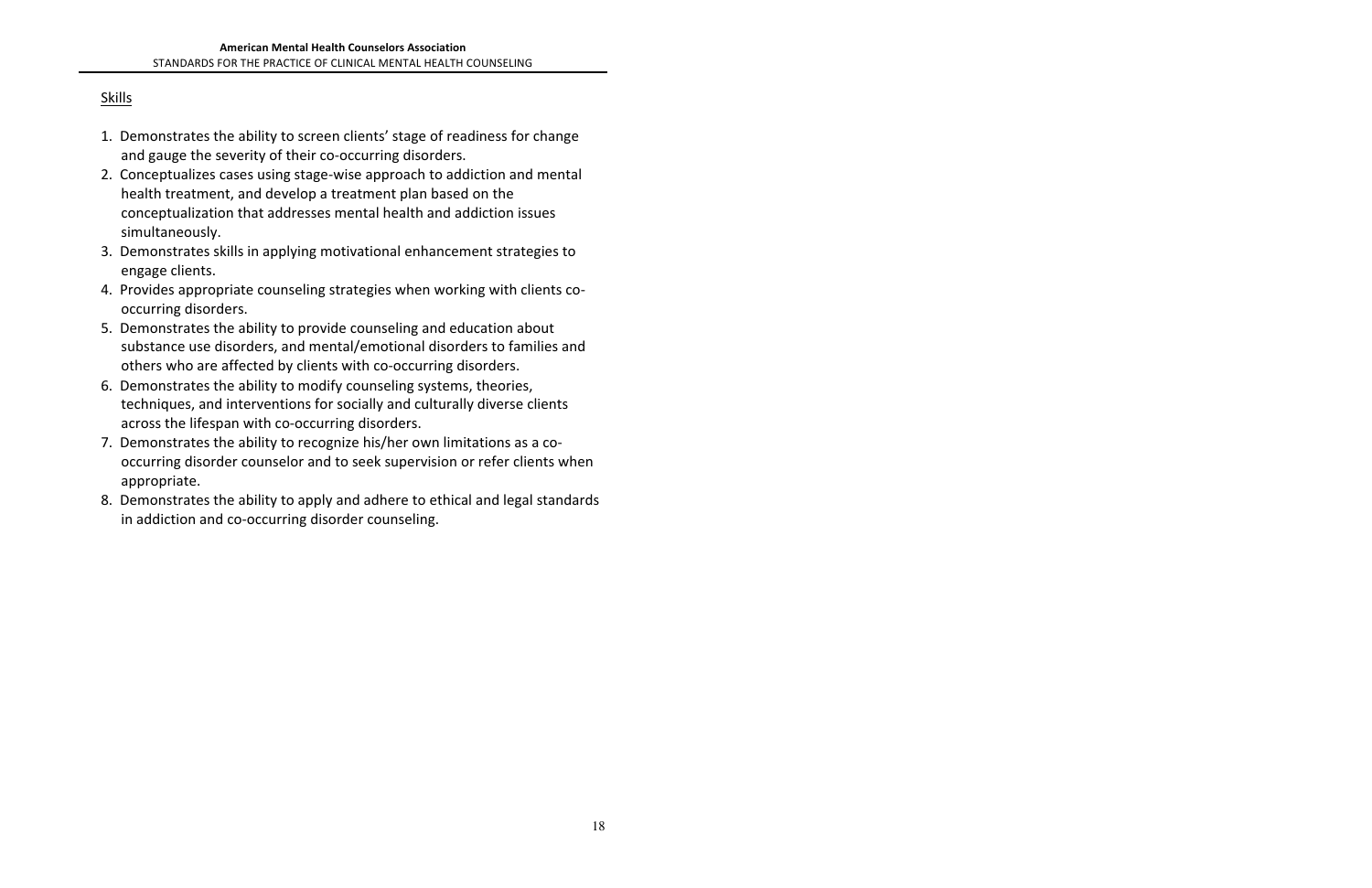Skills

1. Demonstrates the ability to screen clients' stage of readiness for change and gauge the severity of their co-occurring disorders.
2. Conceptualizes cases using stage-wise approach to addiction and mental health treatment, and develop a treatment plan based on the conceptualization that addresses mental health and addiction issues simultaneously.
3. Demonstrates skills in applying motivational enhancement strategies to engage clients.
4. Provides appropriate counseling strategies when working with clients co-occurring disorders.
5. Demonstrates the ability to provide counseling and education about substance use disorders, and mental/emotional disorders to families and others who are affected by clients with co-occurring disorders.
6. Demonstrates the ability to modify counseling systems, theories, techniques, and interventions for socially and culturally diverse clients across the lifespan with co-occurring disorders.
7. Demonstrates the ability to recognize his/her own limitations as a co-occurring disorder counselor and to seek supervision or refer clients when appropriate.
8. Demonstrates the ability to apply and adhere to ethical and legal standards in addiction and co-occurring disorder counseling.